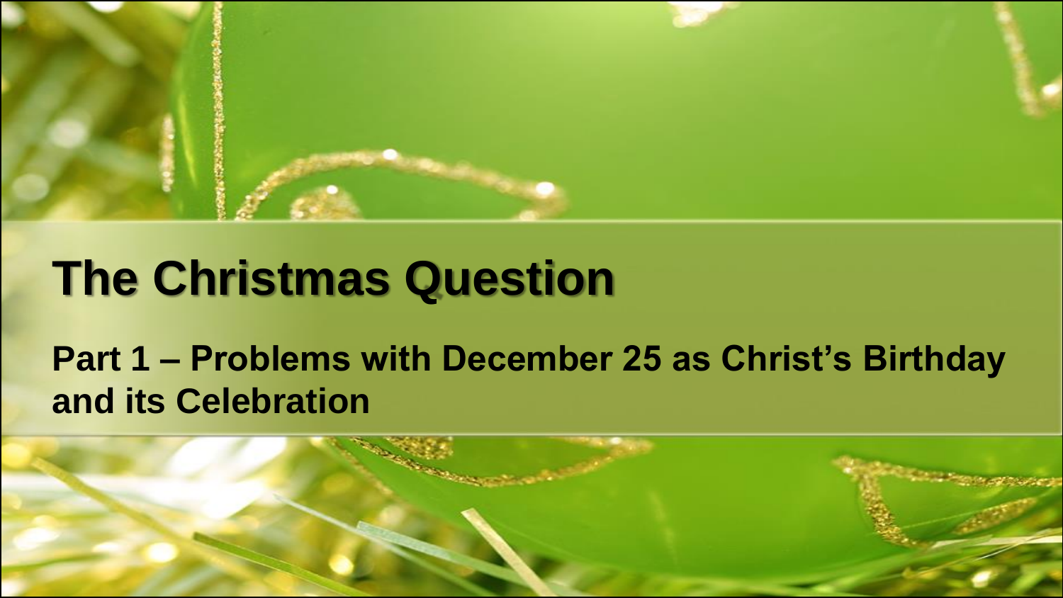# The Christmas Question

## Part 1 – Problems with December 25 as Christ's Birthday and its Celebration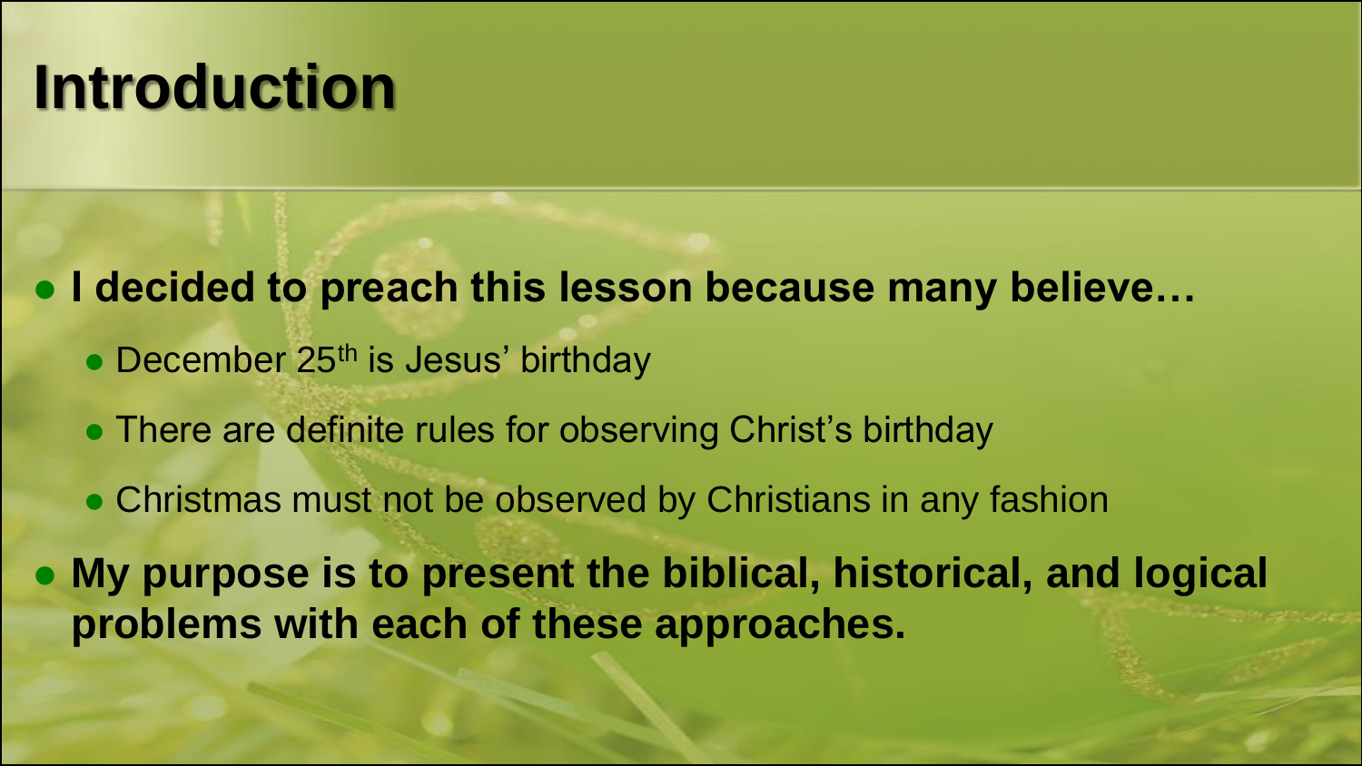# Introduction

- **I decided to preach this lesson because many believe…**
  - December 25th is Jesus' birthday
  - There are definite rules for observing Christ's birthday
  - Christmas must not be observed by Christians in any fashion
- **My purpose is to present the biblical, historical, and logical problems with each of these approaches.**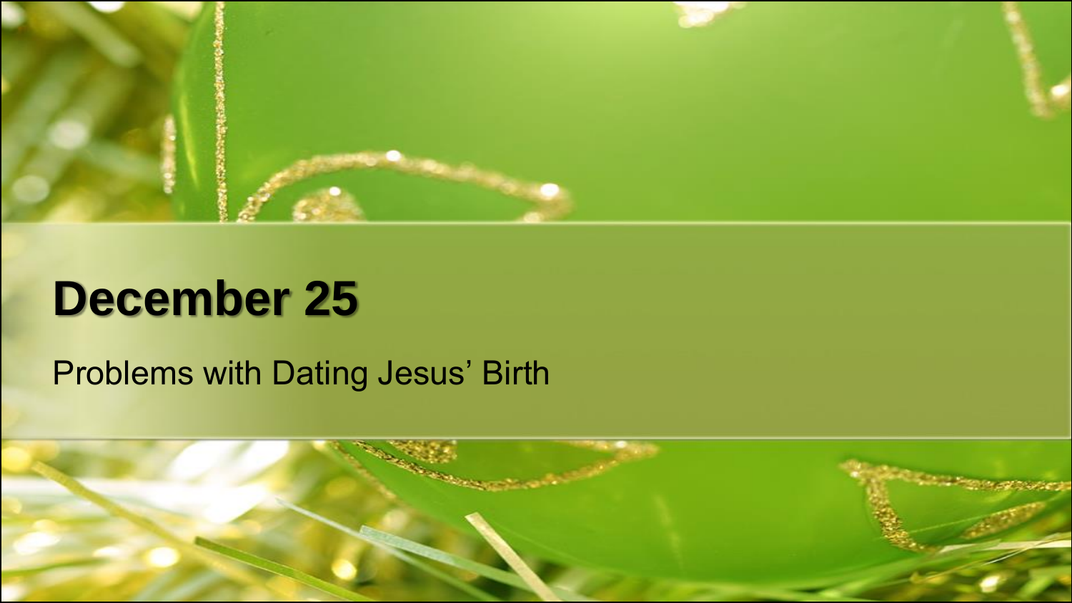# December 25

Problems with Dating Jesus' Birth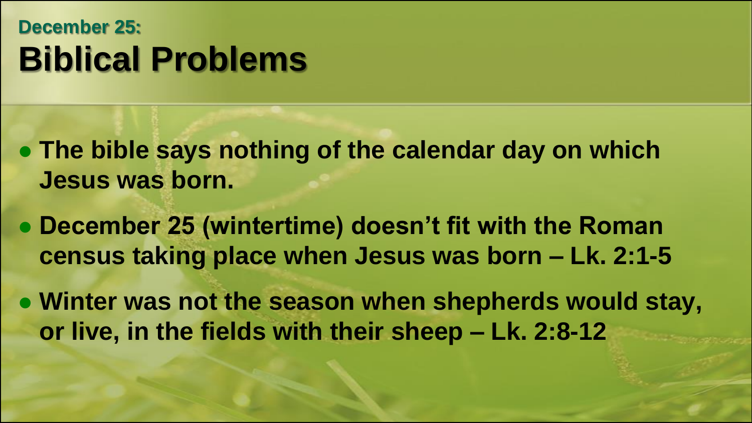### December 25:

# Biblical Problems

- **The bible says nothing of the calendar day on which Jesus was born.**
- **December 25 (wintertime) doesn't fit with the Roman census taking place when Jesus was born – Lk. 2:1-5**
- **Winter was not the season when shepherds would stay, or live, in the fields with their sheep – Lk. 2:8-12**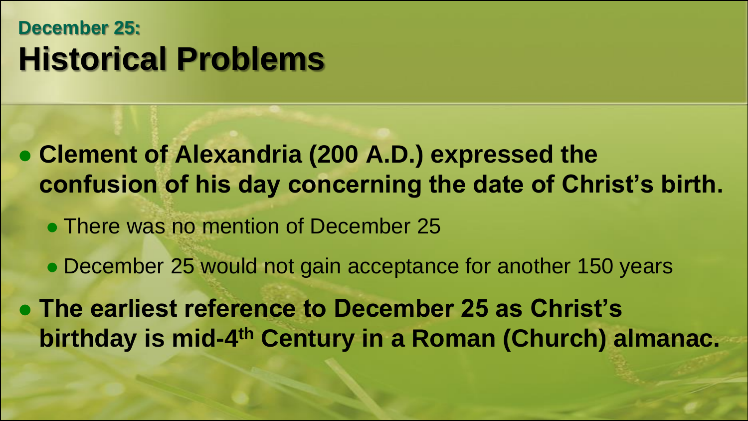## December 25:

# Historical Problems

- **Clement of Alexandria (200 A.D.) expressed the confusion of his day concerning the date of Christ's birth.**
  - There was no mention of December 25
  - December 25 would not gain acceptance for another 150 years
- **The earliest reference to December 25 as Christ's birthday is mid-4th Century in a Roman (Church) almanac.**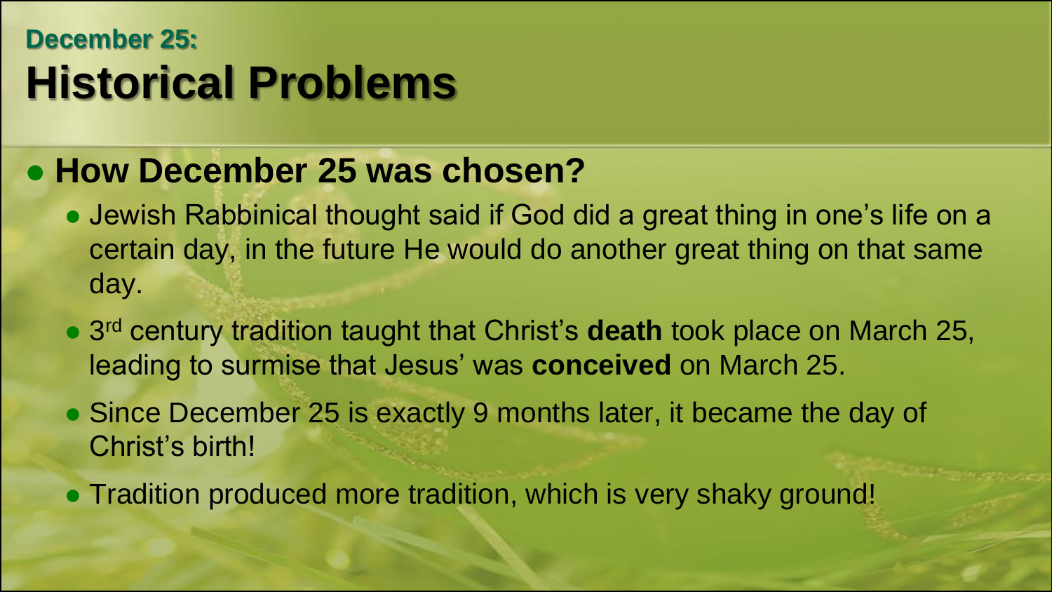### December 25:

# Historical Problems

- **How December 25 was chosen?**
  - Jewish Rabbinical thought said if God did a great thing in one's life on a certain day, in the future He would do another great thing on that same day.
  - 3rd century tradition taught that Christ's **death** took place on March 25, leading to surmise that Jesus' was **conceived** on March 25.
  - Since December 25 is exactly 9 months later, it became the day of Christ's birth!
  - Tradition produced more tradition, which is very shaky ground!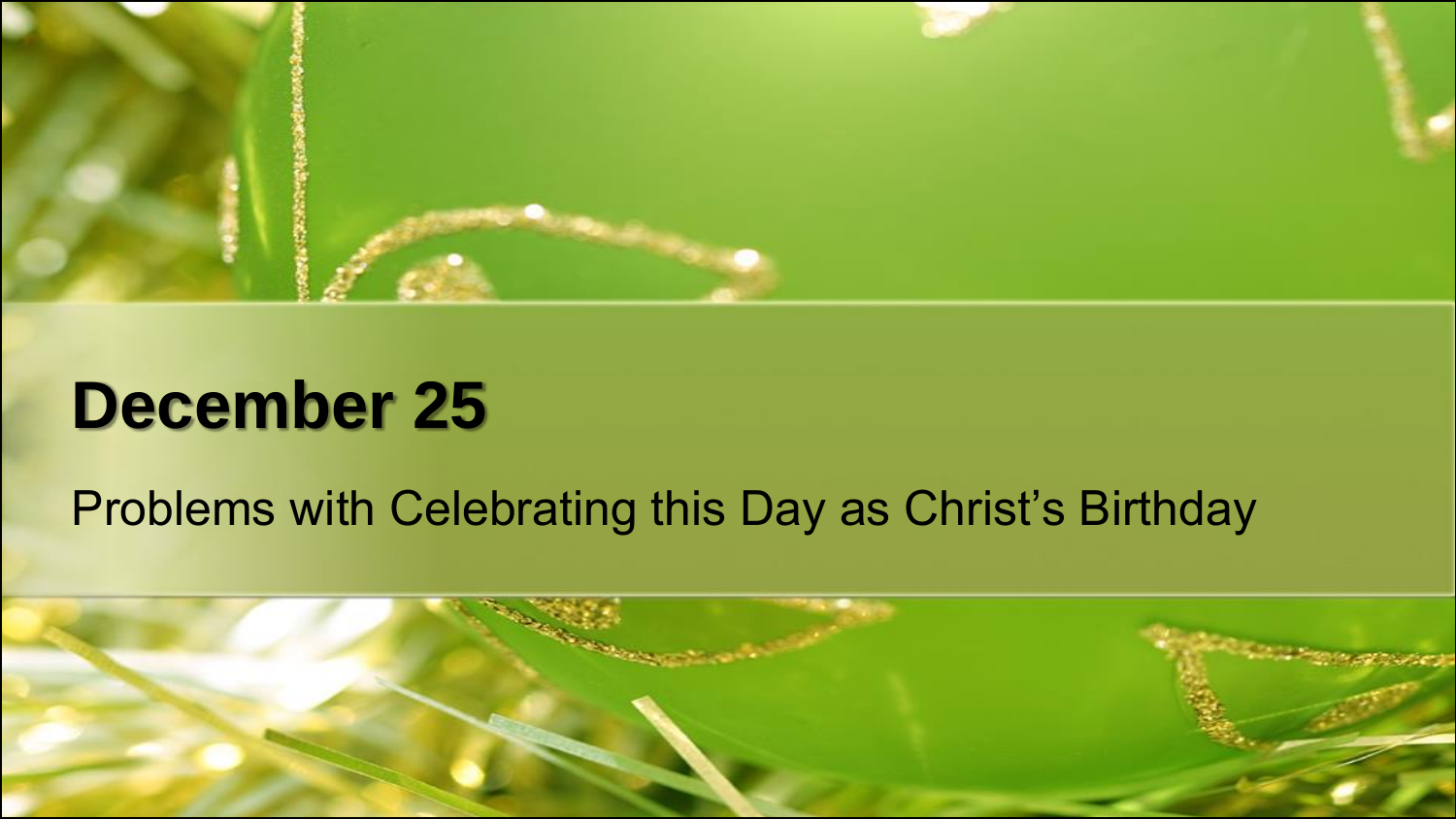# December 25

Problems with Celebrating this Day as Christ's Birthday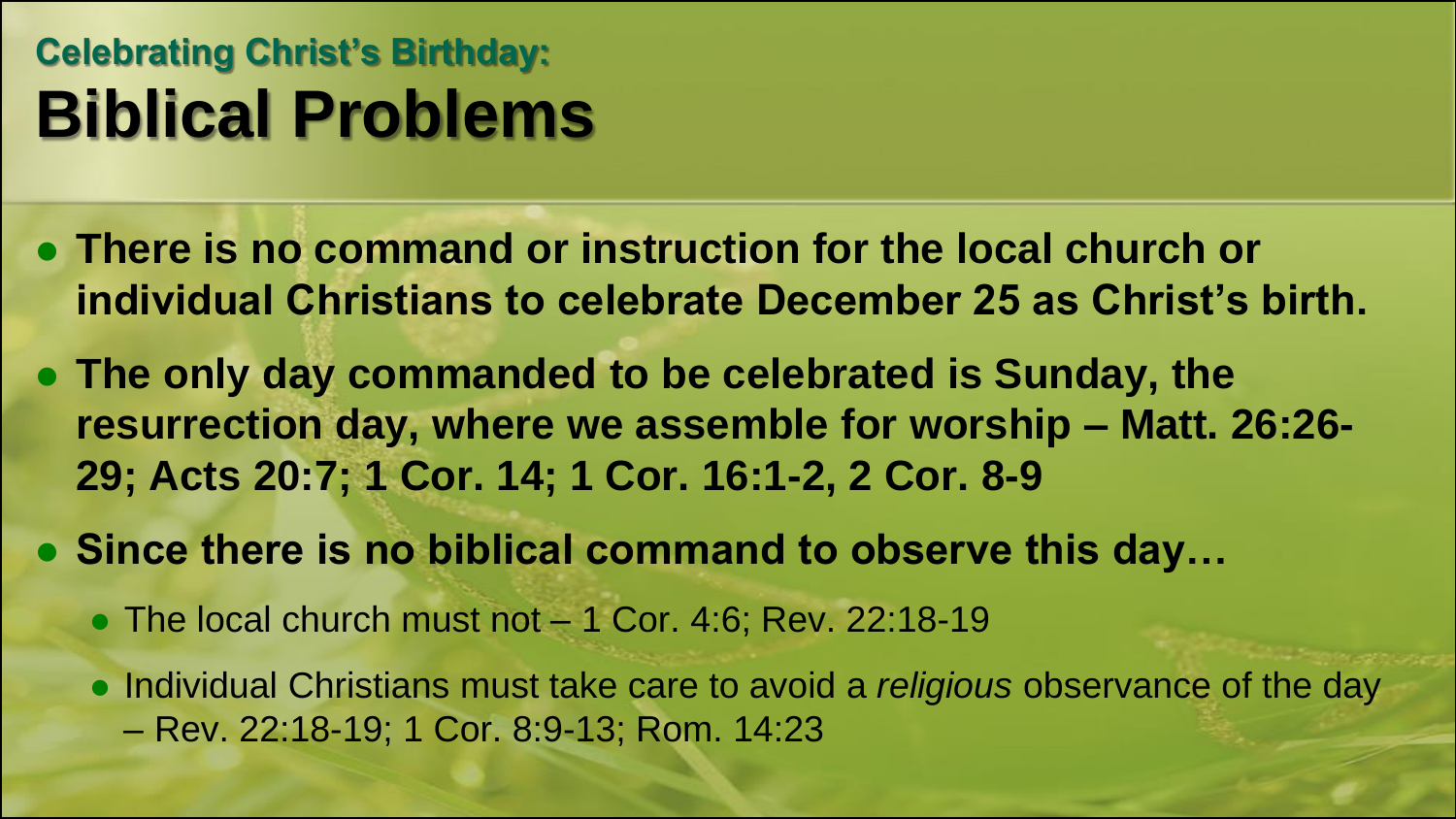## Celebrating Christ's Birthday:

# Biblical Problems

- **There is no command or instruction for the local church or individual Christians to celebrate December 25 as Christ's birth.**
- **The only day commanded to be celebrated is Sunday, the resurrection day, where we assemble for worship – Matt. 26:26-29; Acts 20:7; 1 Cor. 14; 1 Cor. 16:1-2, 2 Cor. 8-9**
- **Since there is no biblical command to observe this day…**
  - The local church must not – 1 Cor. 4:6; Rev. 22:18-19
  - Individual Christians must take care to avoid a *religious* observance of the day – Rev. 22:18-19; 1 Cor. 8:9-13; Rom. 14:23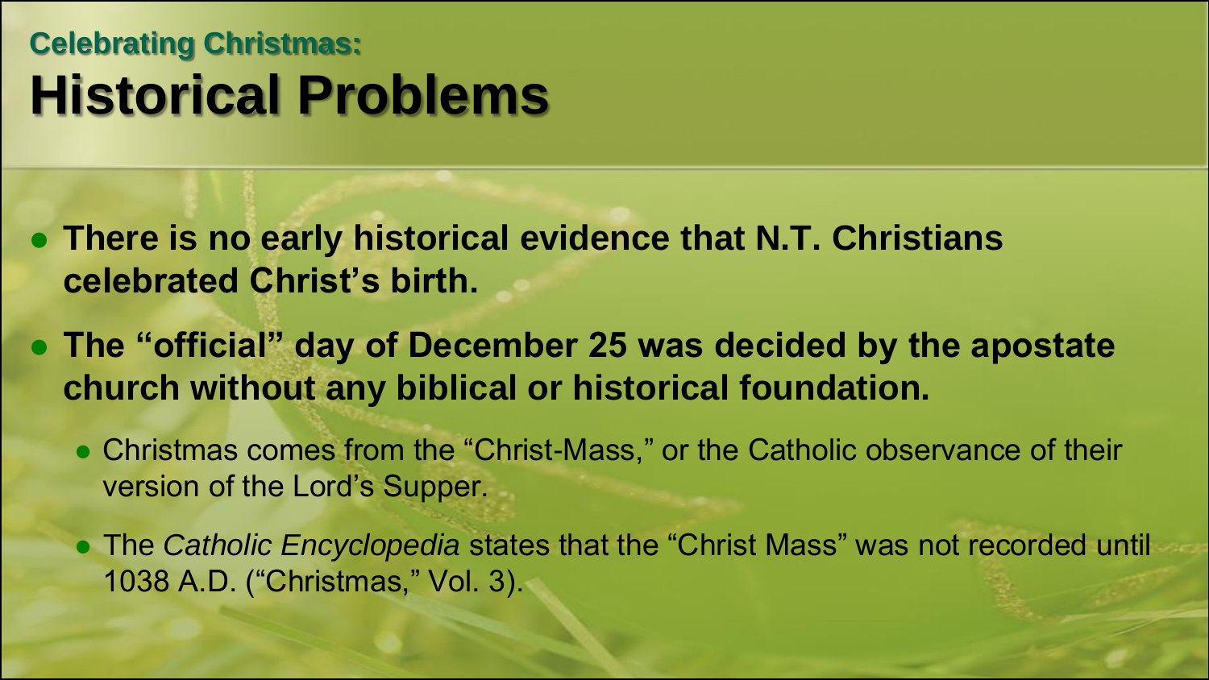### Celebrating Christmas:

# Historical Problems

- **There is no early historical evidence that N.T. Christians celebrated Christ's birth.**
- **The "official" day of December 25 was decided by the apostate church without any biblical or historical foundation.**
  - Christmas comes from the "Christ-Mass," or the Catholic observance of their version of the Lord's Supper.
  - The *Catholic Encyclopedia* states that the "Christ Mass" was not recorded until 1038 A.D. ("Christmas," Vol. 3).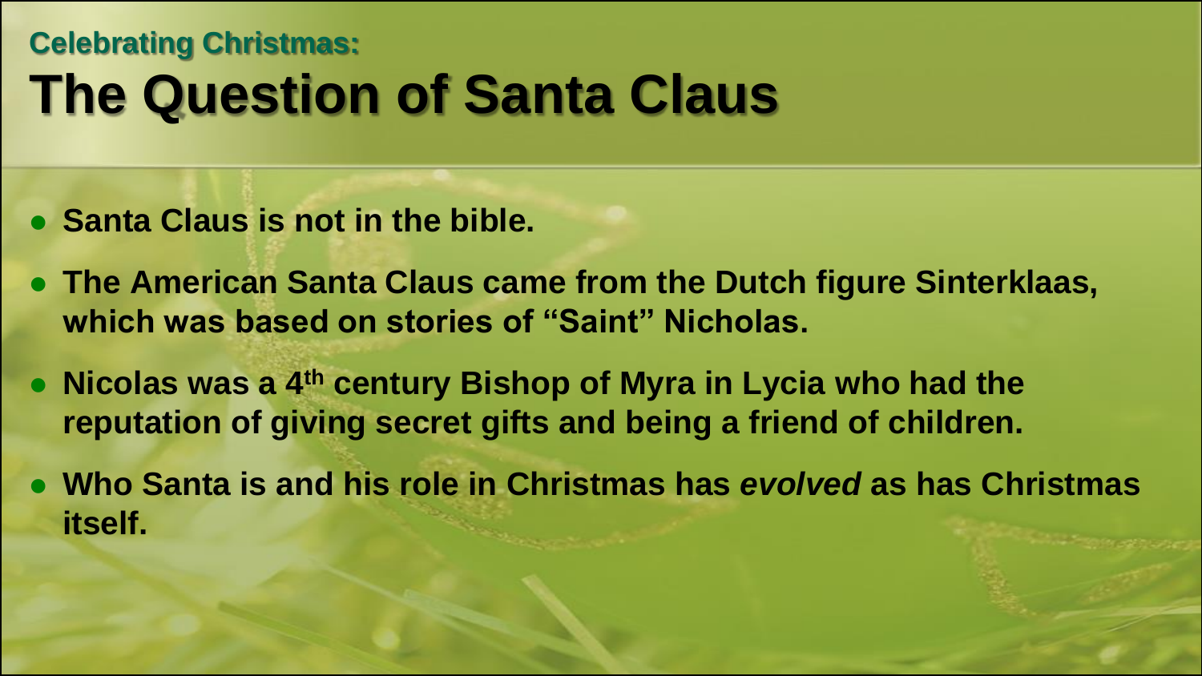### Celebrating Christmas:

# The Question of Santa Claus

- **Santa Claus is not in the bible.**
- **The American Santa Claus came from the Dutch figure Sinterklaas, which was based on stories of "Saint" Nicholas.**
- **Nicolas was a 4th century Bishop of Myra in Lycia who had the reputation of giving secret gifts and being a friend of children.**
- **Who Santa is and his role in Christmas has *evolved* as has Christmas itself.**